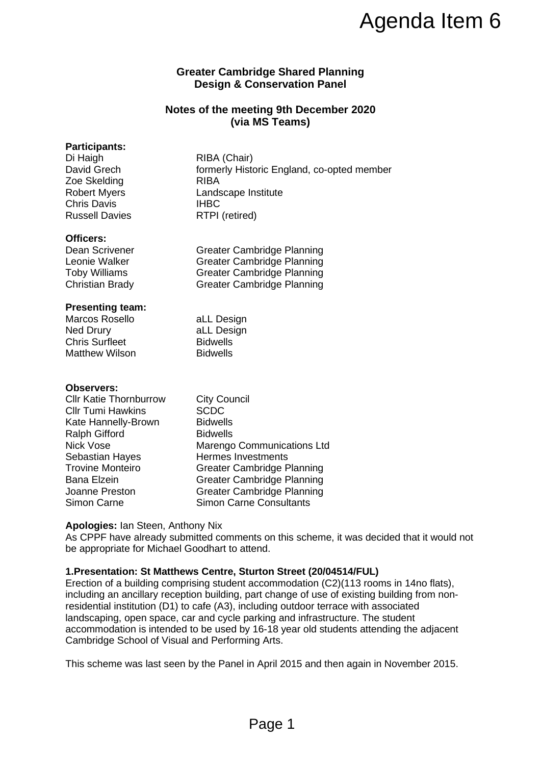# Agenda Item 6

**Greater Cambridge Shared Planning**
**Design & Conservation Panel**

**Notes of the meeting 9th December 2020**
**(via MS Teams)**

**Participants:**

| | |
|---|---|
| Di Haigh | RIBA (Chair) |
| David Grech | formerly Historic England, co-opted member |
| Zoe Skelding | RIBA |
| Robert Myers | Landscape Institute |
| Chris Davis | IHBC |
| Russell Davies | RTPI (retired) |

**Officers:**

| | |
|---|---|
| Dean Scrivener | Greater Cambridge Planning |
| Leonie Walker | Greater Cambridge Planning |
| Toby Williams | Greater Cambridge Planning |
| Christian Brady | Greater Cambridge Planning |

**Presenting team:**

| | |
|---|---|
| Marcos Rosello | aLL Design |
| Ned Drury | aLL Design |
| Chris Surfleet | Bidwells |
| Matthew Wilson | Bidwells |

**Observers:**

| | |
|---|---|
| Cllr Katie Thornburrow | City Council |
| Cllr Tumi Hawkins | SCDC |
| Kate Hannelly-Brown | Bidwells |
| Ralph Gifford | Bidwells |
| Nick Vose | Marengo Communications Ltd |
| Sebastian Hayes | Hermes Investments |
| Trovine Monteiro | Greater Cambridge Planning |
| Bana Elzein | Greater Cambridge Planning |
| Joanne Preston | Greater Cambridge Planning |
| Simon Carne | Simon Carne Consultants |

**Apologies:** Ian Steen, Anthony Nix

As CPPF have already submitted comments on this scheme, it was decided that it would not be appropriate for Michael Goodhart to attend.

**1.Presentation: St Matthews Centre, Sturton Street (20/04514/FUL)**

Erection of a building comprising student accommodation (C2)(113 rooms in 14no flats), including an ancillary reception building, part change of use of existing building from non-residential institution (D1) to cafe (A3), including outdoor terrace with associated landscaping, open space, car and cycle parking and infrastructure. The student accommodation is intended to be used by 16-18 year old students attending the adjacent Cambridge School of Visual and Performing Arts.

This scheme was last seen by the Panel in April 2015 and then again in November 2015.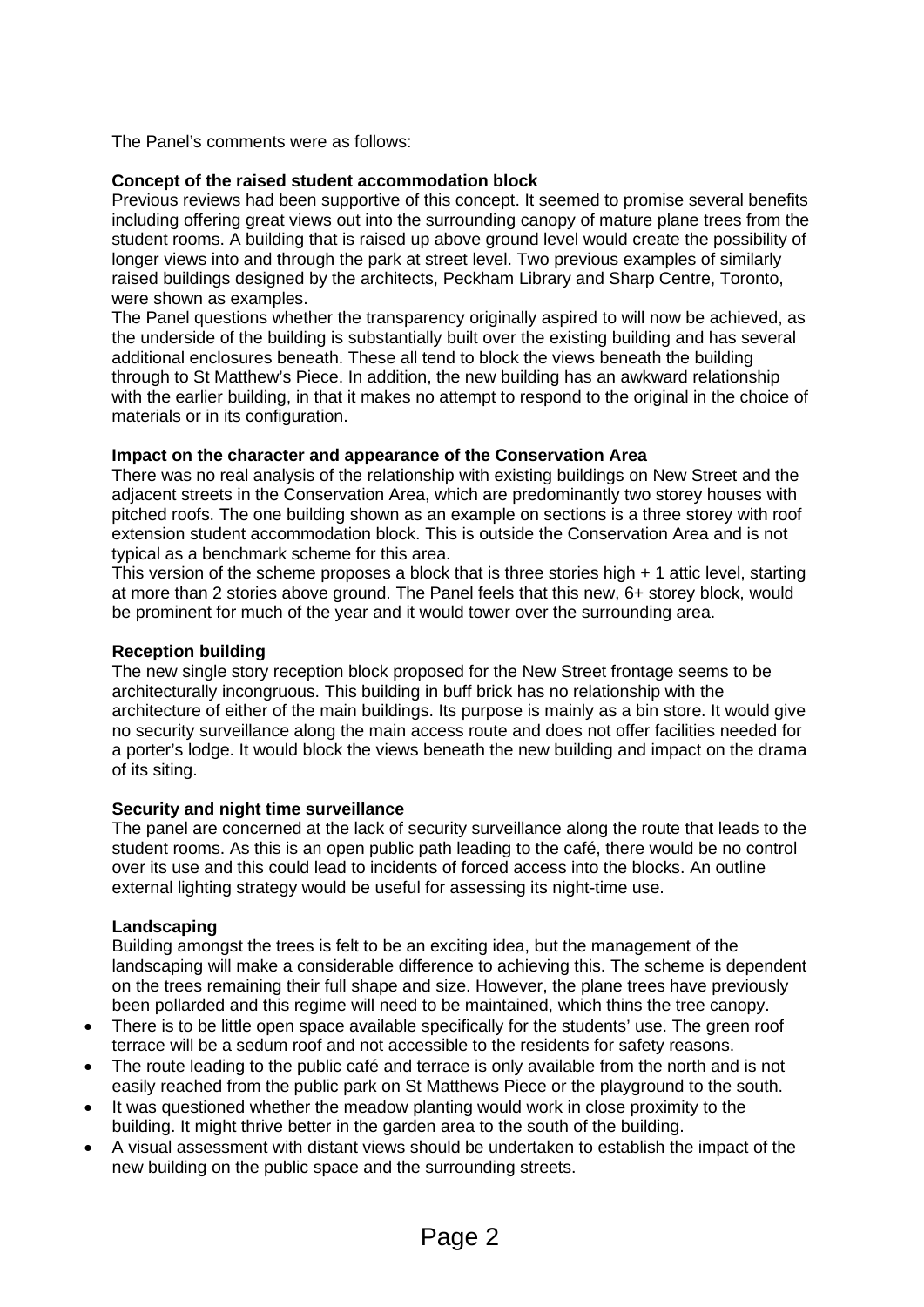The Panel's comments were as follows:

**Concept of the raised student accommodation block**

Previous reviews had been supportive of this concept. It seemed to promise several benefits including offering great views out into the surrounding canopy of mature plane trees from the student rooms. A building that is raised up above ground level would create the possibility of longer views into and through the park at street level. Two previous examples of similarly raised buildings designed by the architects, Peckham Library and Sharp Centre, Toronto, were shown as examples.

The Panel questions whether the transparency originally aspired to will now be achieved, as the underside of the building is substantially built over the existing building and has several additional enclosures beneath. These all tend to block the views beneath the building through to St Matthew's Piece. In addition, the new building has an awkward relationship with the earlier building, in that it makes no attempt to respond to the original in the choice of materials or in its configuration.

**Impact on the character and appearance of the Conservation Area**

There was no real analysis of the relationship with existing buildings on New Street and the adjacent streets in the Conservation Area, which are predominantly two storey houses with pitched roofs. The one building shown as an example on sections is a three storey with roof extension student accommodation block. This is outside the Conservation Area and is not typical as a benchmark scheme for this area.

This version of the scheme proposes a block that is three stories high + 1 attic level, starting at more than 2 stories above ground. The Panel feels that this new, 6+ storey block, would be prominent for much of the year and it would tower over the surrounding area.

**Reception building**

The new single story reception block proposed for the New Street frontage seems to be architecturally incongruous. This building in buff brick has no relationship with the architecture of either of the main buildings. Its purpose is mainly as a bin store. It would give no security surveillance along the main access route and does not offer facilities needed for a porter's lodge. It would block the views beneath the new building and impact on the drama of its siting.

**Security and night time surveillance**

The panel are concerned at the lack of security surveillance along the route that leads to the student rooms. As this is an open public path leading to the café, there would be no control over its use and this could lead to incidents of forced access into the blocks. An outline external lighting strategy would be useful for assessing its night-time use.

**Landscaping**

Building amongst the trees is felt to be an exciting idea, but the management of the landscaping will make a considerable difference to achieving this. The scheme is dependent on the trees remaining their full shape and size. However, the plane trees have previously been pollarded and this regime will need to be maintained, which thins the tree canopy.

- There is to be little open space available specifically for the students' use. The green roof terrace will be a sedum roof and not accessible to the residents for safety reasons.
- The route leading to the public café and terrace is only available from the north and is not easily reached from the public park on St Matthews Piece or the playground to the south.
- It was questioned whether the meadow planting would work in close proximity to the building. It might thrive better in the garden area to the south of the building.
- A visual assessment with distant views should be undertaken to establish the impact of the new building on the public space and the surrounding streets.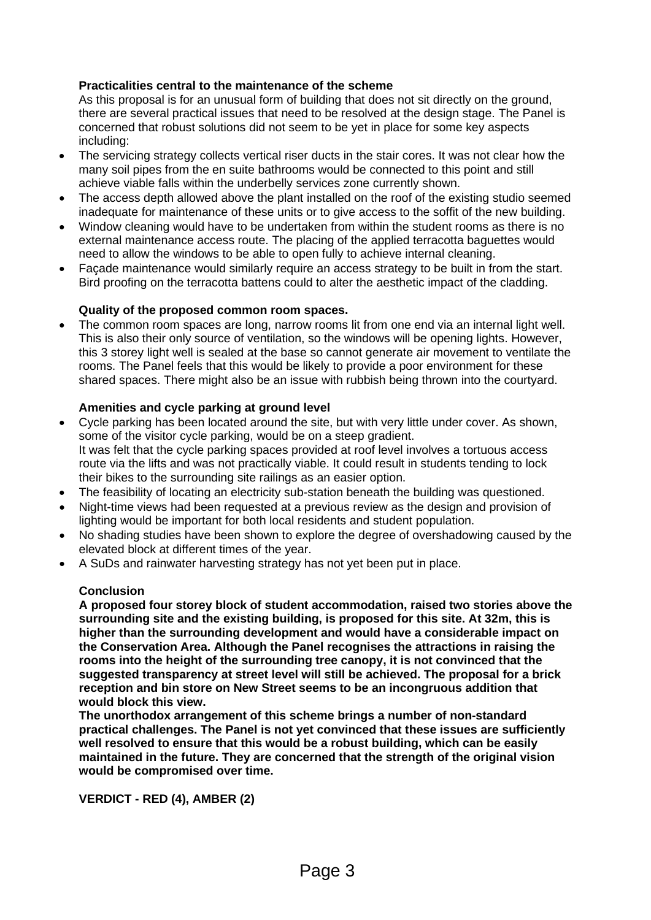**Practicalities central to the maintenance of the scheme**

As this proposal is for an unusual form of building that does not sit directly on the ground, there are several practical issues that need to be resolved at the design stage. The Panel is concerned that robust solutions did not seem to be yet in place for some key aspects including:

- The servicing strategy collects vertical riser ducts in the stair cores. It was not clear how the many soil pipes from the en suite bathrooms would be connected to this point and still achieve viable falls within the underbelly services zone currently shown.
- The access depth allowed above the plant installed on the roof of the existing studio seemed inadequate for maintenance of these units or to give access to the soffit of the new building.
- Window cleaning would have to be undertaken from within the student rooms as there is no external maintenance access route. The placing of the applied terracotta baguettes would need to allow the windows to be able to open fully to achieve internal cleaning.
- Façade maintenance would similarly require an access strategy to be built in from the start. Bird proofing on the terracotta battens could to alter the aesthetic impact of the cladding.

**Quality of the proposed common room spaces.**

- The common room spaces are long, narrow rooms lit from one end via an internal light well. This is also their only source of ventilation, so the windows will be opening lights. However, this 3 storey light well is sealed at the base so cannot generate air movement to ventilate the rooms. The Panel feels that this would be likely to provide a poor environment for these shared spaces. There might also be an issue with rubbish being thrown into the courtyard.

**Amenities and cycle parking at ground level**

- Cycle parking has been located around the site, but with very little under cover. As shown, some of the visitor cycle parking, would be on a steep gradient.
  It was felt that the cycle parking spaces provided at roof level involves a tortuous access route via the lifts and was not practically viable. It could result in students tending to lock their bikes to the surrounding site railings as an easier option.
- The feasibility of locating an electricity sub-station beneath the building was questioned.
- Night-time views had been requested at a previous review as the design and provision of lighting would be important for both local residents and student population.
- No shading studies have been shown to explore the degree of overshadowing caused by the elevated block at different times of the year.
- A SuDs and rainwater harvesting strategy has not yet been put in place.

**Conclusion**

**A proposed four storey block of student accommodation, raised two stories above the surrounding site and the existing building, is proposed for this site. At 32m, this is higher than the surrounding development and would have a considerable impact on the Conservation Area. Although the Panel recognises the attractions in raising the rooms into the height of the surrounding tree canopy, it is not convinced that the suggested transparency at street level will still be achieved. The proposal for a brick reception and bin store on New Street seems to be an incongruous addition that would block this view.**

**The unorthodox arrangement of this scheme brings a number of non-standard practical challenges. The Panel is not yet convinced that these issues are sufficiently well resolved to ensure that this would be a robust building, which can be easily maintained in the future. They are concerned that the strength of the original vision would be compromised over time.**

**VERDICT - RED (4), AMBER (2)**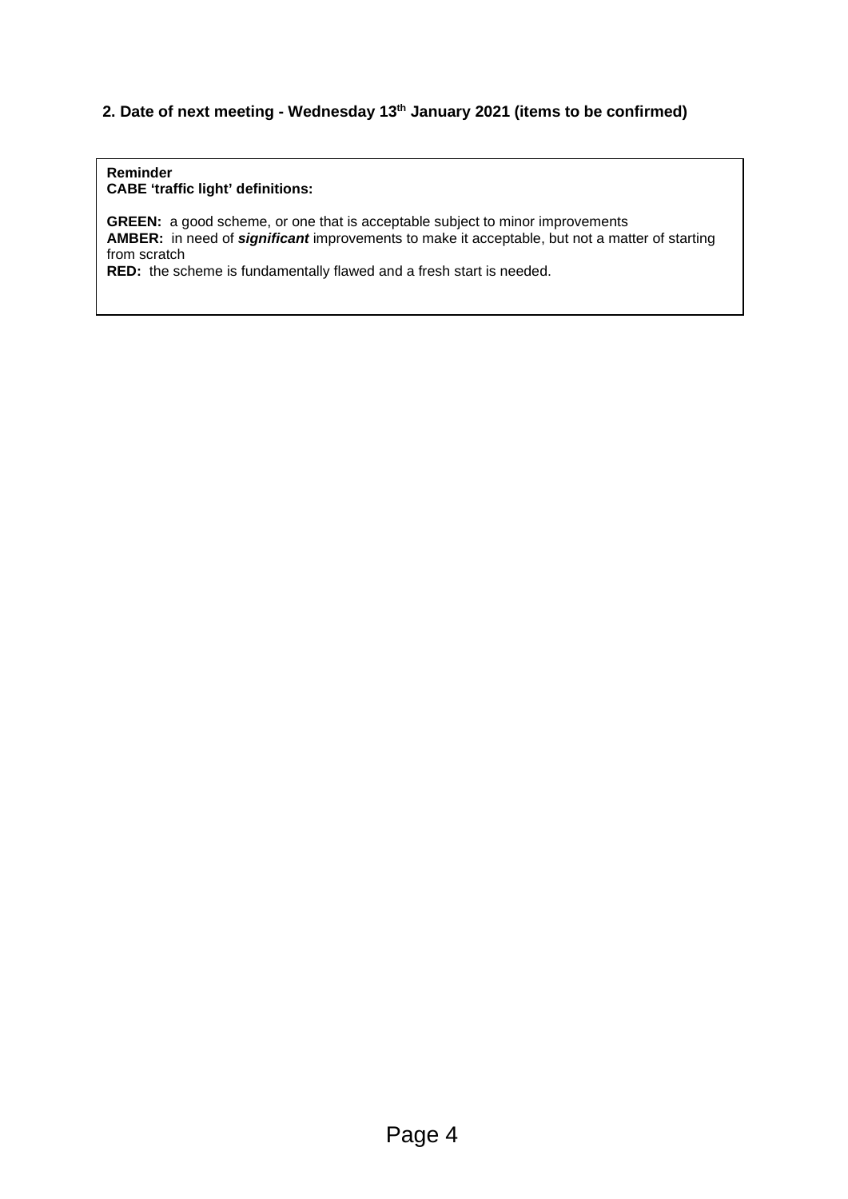## 2. Date of next meeting - Wednesday 13th January 2021 (items to be confirmed)

**Reminder**
**CABE 'traffic light' definitions:**

**GREEN:** a good scheme, or one that is acceptable subject to minor improvements
**AMBER:** in need of ***significant*** improvements to make it acceptable, but not a matter of starting from scratch
**RED:** the scheme is fundamentally flawed and a fresh start is needed.